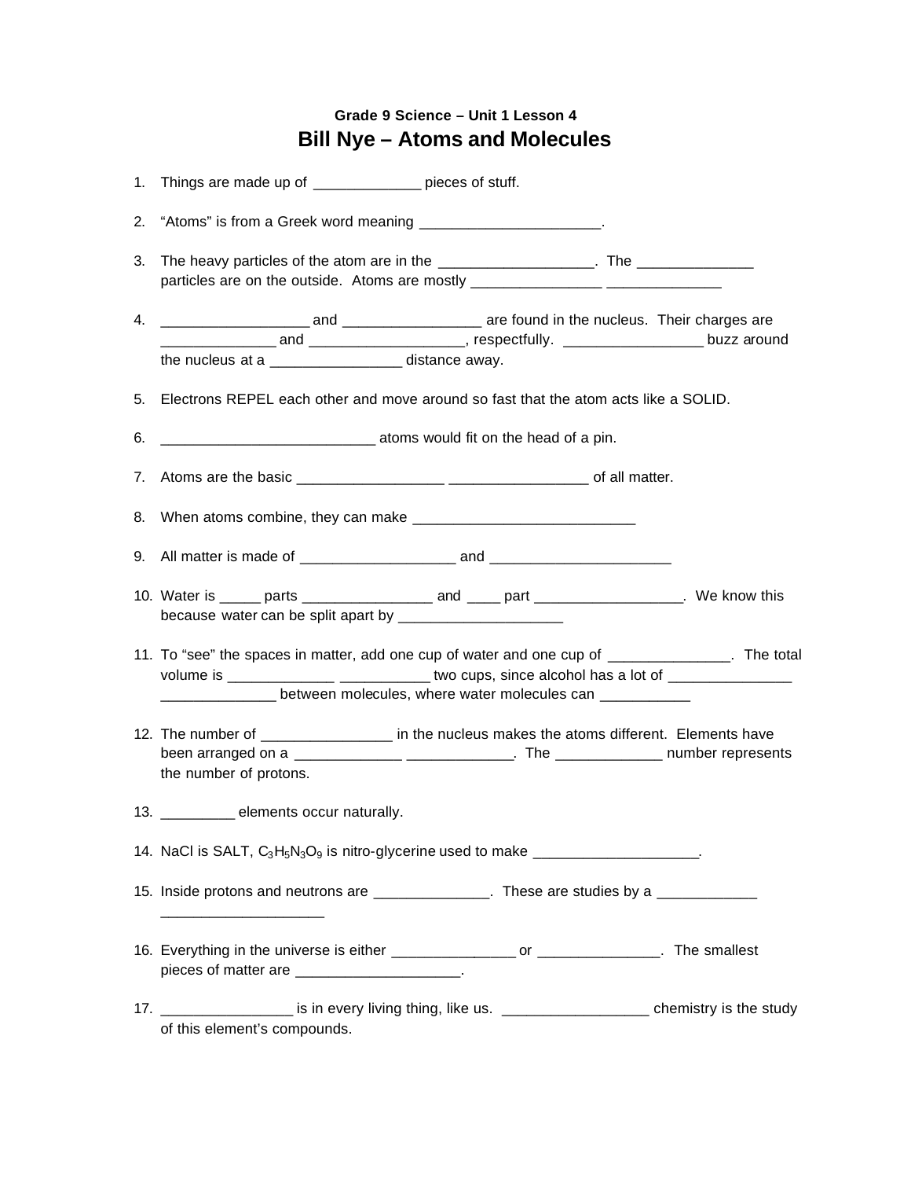### Grade 9 Science – Unit 1 Lesson 4

# Bill Nye – Atoms and Molecules

1. Things are made up of _____________ pieces of stuff.

2. “Atoms” is from a Greek word meaning ______________________.

3. The heavy particles of the atom are in the ___________________. The ______________ particles are on the outside. Atoms are mostly ________________ ______________

4. __________________ and _________________ are found in the nucleus. Their charges are ______________ and ___________________, respectfully. _________________ buzz around the nucleus at a ________________ distance away.

5. Electrons REPEL each other and move around so fast that the atom acts like a SOLID.

6. __________________________ atoms would fit on the head of a pin.

7. Atoms are the basic __________________ _________________ of all matter.

8. When atoms combine, they can make ___________________________

9. All matter is made of ___________________ and ______________________

10. Water is _____ parts ________________ and ____ part __________________. We know this because water can be split apart by ____________________

11. To “see” the spaces in matter, add one cup of water and one cup of _______________. The total volume is _____________ ___________ two cups, since alcohol has a lot of _______________ ______________ between molecules, where water molecules can ___________

12. The number of ________________ in the nucleus makes the atoms different. Elements have been arranged on a _____________ _____________. The _____________ number represents the number of protons.

13. _________ elements occur naturally.

14. NaCl is SALT, $C_3H_5N_3O_9$ is nitro-glycerine used to make ____________________.

15. Inside protons and neutrons are ______________. These are studies by a ____________ ____________________

16. Everything in the universe is either _______________ or _______________. The smallest pieces of matter are ____________________.

17. ________________ is in every living thing, like us. __________________ chemistry is the study of this element’s compounds.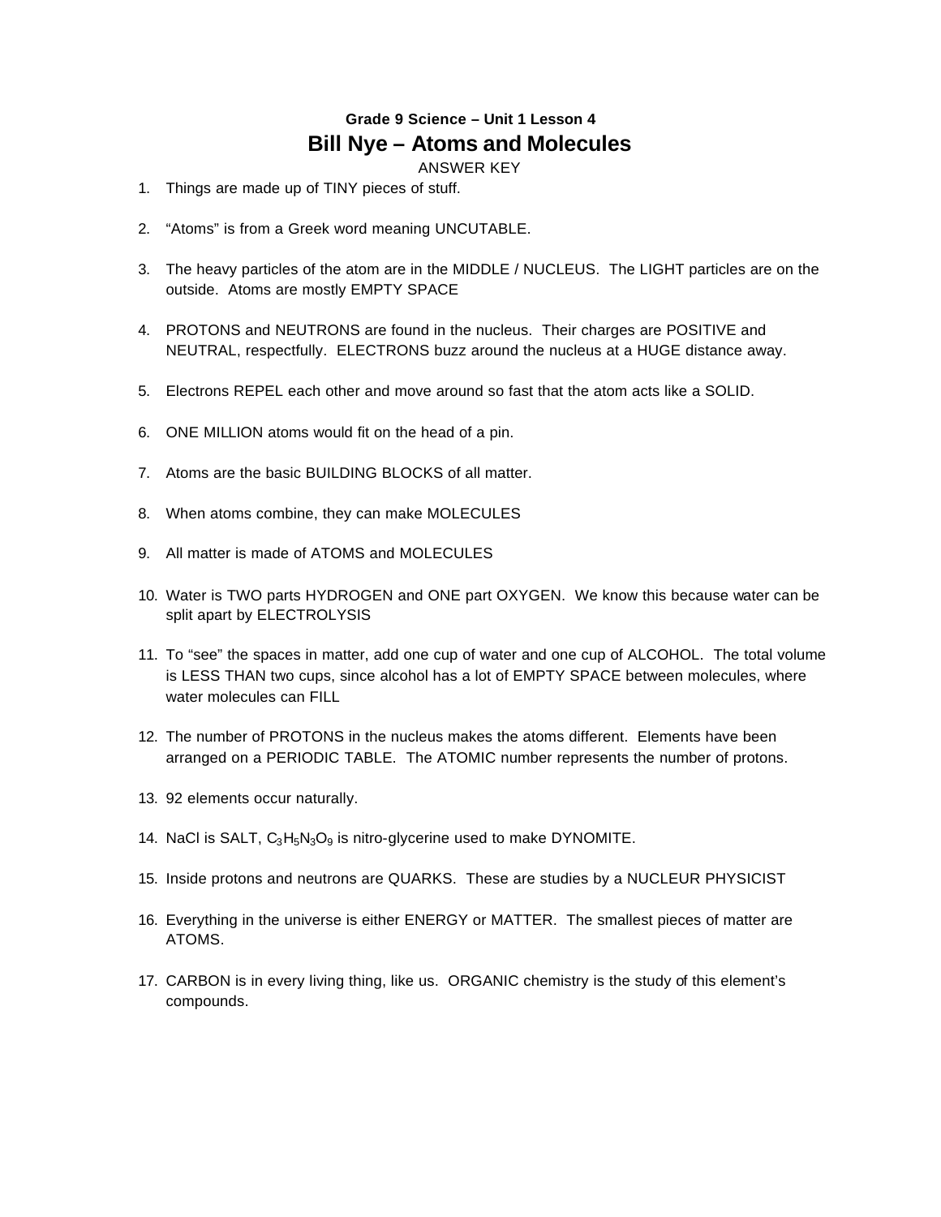**Grade 9 Science – Unit 1 Lesson 4**

# Bill Nye – Atoms and Molecules

ANSWER KEY

1. Things are made up of TINY pieces of stuff.

2. "Atoms" is from a Greek word meaning UNCUTABLE.

3. The heavy particles of the atom are in the MIDDLE / NUCLEUS. The LIGHT particles are on the outside. Atoms are mostly EMPTY SPACE

4. PROTONS and NEUTRONS are found in the nucleus. Their charges are POSITIVE and NEUTRAL, respectfully. ELECTRONS buzz around the nucleus at a HUGE distance away.

5. Electrons REPEL each other and move around so fast that the atom acts like a SOLID.

6. ONE MILLION atoms would fit on the head of a pin.

7. Atoms are the basic BUILDING BLOCKS of all matter.

8. When atoms combine, they can make MOLECULES

9. All matter is made of ATOMS and MOLECULES

10. Water is TWO parts HYDROGEN and ONE part OXYGEN. We know this because water can be split apart by ELECTROLYSIS

11. To "see" the spaces in matter, add one cup of water and one cup of ALCOHOL. The total volume is LESS THAN two cups, since alcohol has a lot of EMPTY SPACE between molecules, where water molecules can FILL

12. The number of PROTONS in the nucleus makes the atoms different. Elements have been arranged on a PERIODIC TABLE. The ATOMIC number represents the number of protons.

13. 92 elements occur naturally.

14. NaCl is SALT, $C_3H_5N_3O_9$ is nitro-glycerine used to make DYNOMITE.

15. Inside protons and neutrons are QUARKS. These are studies by a NUCLEUR PHYSICIST

16. Everything in the universe is either ENERGY or MATTER. The smallest pieces of matter are ATOMS.

17. CARBON is in every living thing, like us. ORGANIC chemistry is the study of this element's compounds.